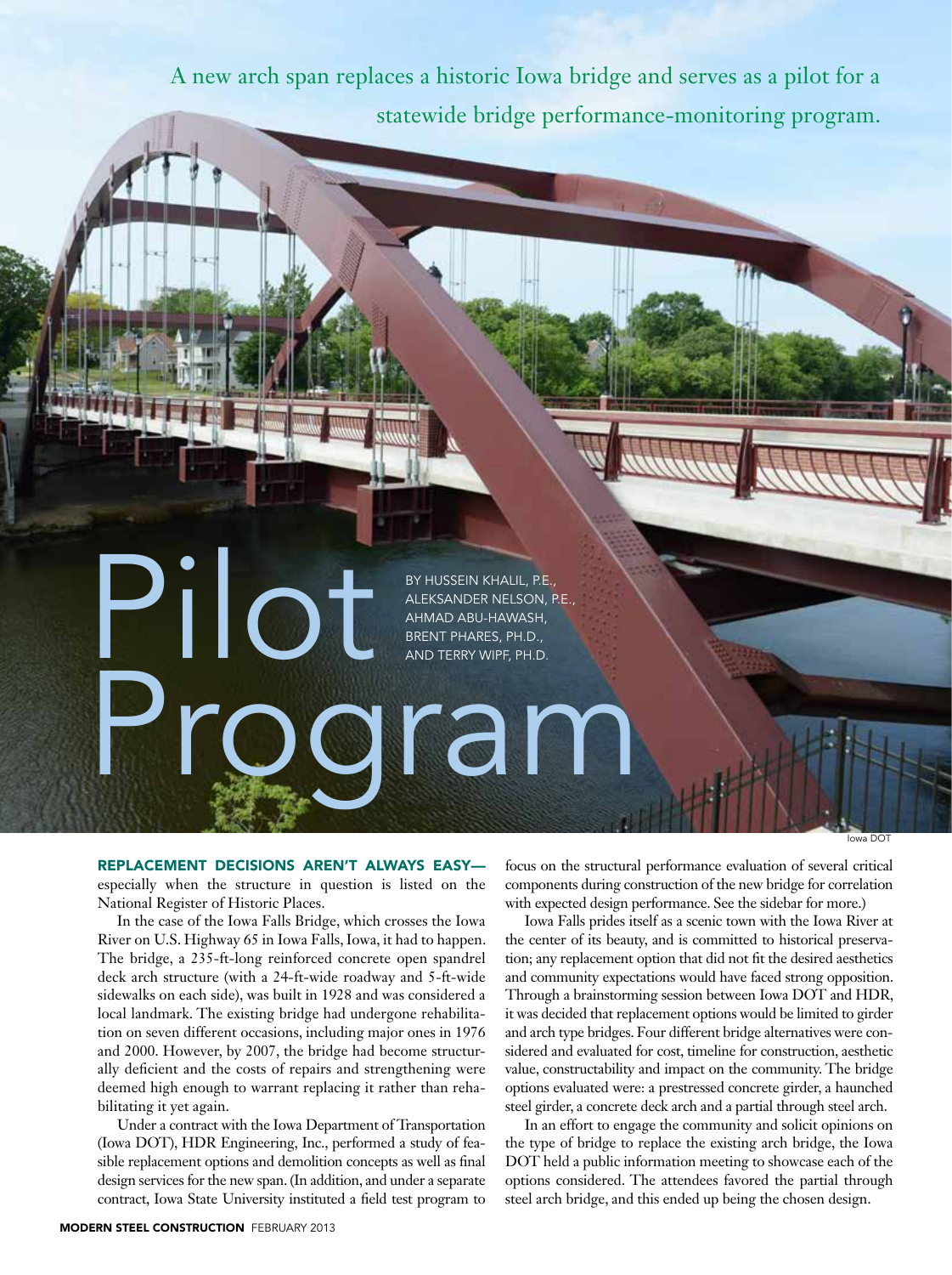A new arch span replaces a historic Iowa bridge and serves as a pilot for a statewide bridge performance-monitoring program.

# Pilot Program

BY HUSSEIN KHALIL, P.E., ALEKSANDER NELSON, P.E., AHMAD ABU-HAWASH, BRENT PHARES, PH.D., AND TERRY WIPF, PH.D.

Iowa DOT

**REPLACEMENT DECISIONS AREN'T ALWAYS EASY—** especially when the structure in question is listed on the National Register of Historic Places.

In the case of the Iowa Falls Bridge, which crosses the Iowa River on U.S. Highway 65 in Iowa Falls, Iowa, it had to happen. The bridge, a 235-ft-long reinforced concrete open spandrel deck arch structure (with a 24-ft-wide roadway and 5-ft-wide sidewalks on each side), was built in 1928 and was considered a local landmark. The existing bridge had undergone rehabilitation on seven different occasions, including major ones in 1976 and 2000. However, by 2007, the bridge had become structurally deficient and the costs of repairs and strengthening were deemed high enough to warrant replacing it rather than rehabilitating it yet again.

Under a contract with the Iowa Department of Transportation (Iowa DOT), HDR Engineering, Inc., performed a study of feasible replacement options and demolition concepts as well as final design services for the new span. (In addition, and under a separate contract, Iowa State University instituted a field test program to focus on the structural performance evaluation of several critical components during construction of the new bridge for correlation with expected design performance. See the sidebar for more.)

Iowa Falls prides itself as a scenic town with the Iowa River at the center of its beauty, and is committed to historical preservation; any replacement option that did not fit the desired aesthetics and community expectations would have faced strong opposition. Through a brainstorming session between Iowa DOT and HDR, it was decided that replacement options would be limited to girder and arch type bridges. Four different bridge alternatives were considered and evaluated for cost, timeline for construction, aesthetic value, constructability and impact on the community. The bridge options evaluated were: a prestressed concrete girder, a haunched steel girder, a concrete deck arch and a partial through steel arch.

In an effort to engage the community and solicit opinions on the type of bridge to replace the existing arch bridge, the Iowa DOT held a public information meeting to showcase each of the options considered. The attendees favored the partial through steel arch bridge, and this ended up being the chosen design.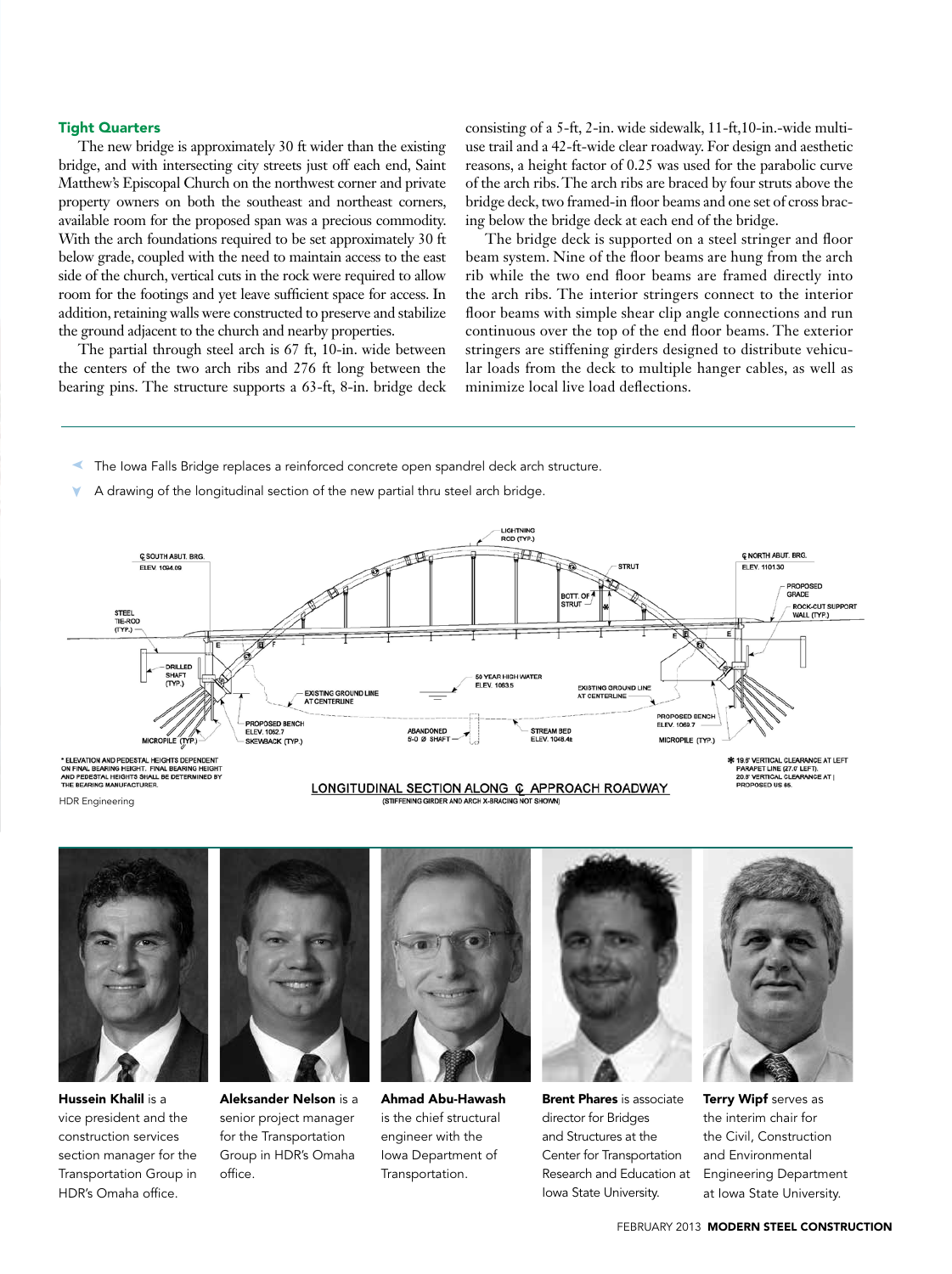### Tight Quarters

The new bridge is approximately 30 ft wider than the existing bridge, and with intersecting city streets just off each end, Saint Matthew's Episcopal Church on the northwest corner and private property owners on both the southeast and northeast corners, available room for the proposed span was a precious commodity. With the arch foundations required to be set approximately 30 ft below grade, coupled with the need to maintain access to the east side of the church, vertical cuts in the rock were required to allow room for the footings and yet leave sufficient space for access. In addition, retaining walls were constructed to preserve and stabilize the ground adjacent to the church and nearby properties.

The partial through steel arch is 67 ft, 10-in. wide between the centers of the two arch ribs and 276 ft long between the bearing pins. The structure supports a 63-ft, 8-in. bridge deck consisting of a 5-ft, 2-in. wide sidewalk, 11-ft,10-in.-wide multi-use trail and a 42-ft-wide clear roadway. For design and aesthetic reasons, a height factor of 0.25 was used for the parabolic curve of the arch ribs. The arch ribs are braced by four struts above the bridge deck, two framed-in floor beams and one set of cross bracing below the bridge deck at each end of the bridge.

The bridge deck is supported on a steel stringer and floor beam system. Nine of the floor beams are hung from the arch rib while the two end floor beams are framed directly into the arch ribs. The interior stringers connect to the interior floor beams with simple shear clip angle connections and run continuous over the top of the end floor beams. The exterior stringers are stiffening girders designed to distribute vehicular loads from the deck to multiple hanger cables, as well as minimize local live load deflections.

The Iowa Falls Bridge replaces a reinforced concrete open spandrel deck arch structure.

A drawing of the longitudinal section of the new partial thru steel arch bridge.

HDR Engineering

**Hussein Khalil** is a vice president and the construction services section manager for the Transportation Group in HDR's Omaha office.

**Aleksander Nelson** is a senior project manager for the Transportation Group in HDR's Omaha office.

**Ahmad Abu-Hawash** is the chief structural engineer with the Iowa Department of Transportation.

**Brent Phares** is associate director for Bridges and Structures at the Center for Transportation Research and Education at Iowa State University.

**Terry Wipf** serves as the interim chair for the Civil, Construction and Environmental Engineering Department at Iowa State University.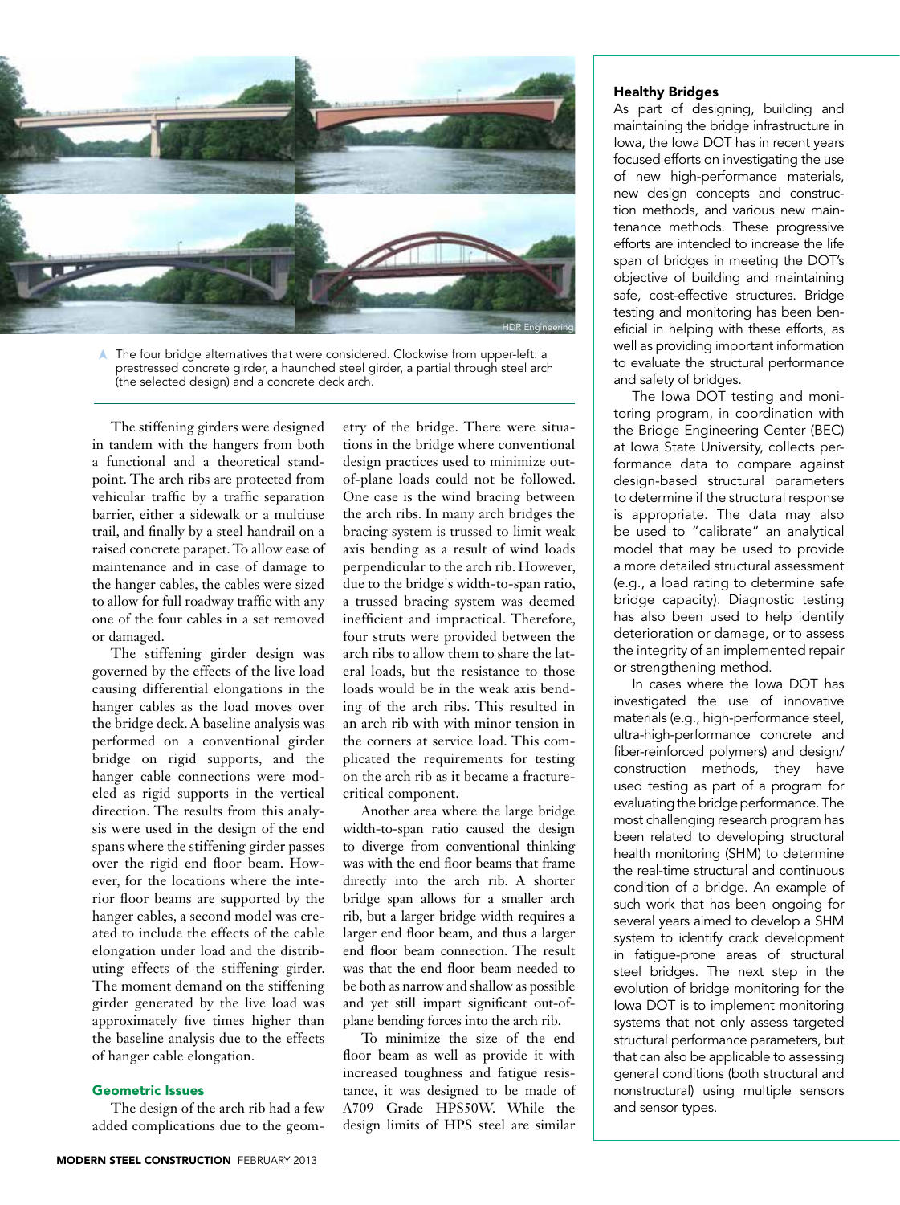The four bridge alternatives that were considered. Clockwise from upper-left: a prestressed concrete girder, a haunched steel girder, a partial through steel arch (the selected design) and a concrete deck arch.

The stiffening girders were designed in tandem with the hangers from both a functional and a theoretical standpoint. The arch ribs are protected from vehicular traffic by a traffic separation barrier, either a sidewalk or a multiuse trail, and finally by a steel handrail on a raised concrete parapet. To allow ease of maintenance and in case of damage to the hanger cables, the cables were sized to allow for full roadway traffic with any one of the four cables in a set removed or damaged.

The stiffening girder design was governed by the effects of the live load causing differential elongations in the hanger cables as the load moves over the bridge deck. A baseline analysis was performed on a conventional girder bridge on rigid supports, and the hanger cable connections were modeled as rigid supports in the vertical direction. The results from this analysis were used in the design of the end spans where the stiffening girder passes over the rigid end floor beam. However, for the locations where the interior floor beams are supported by the hanger cables, a second model was created to include the effects of the cable elongation under load and the distributing effects of the stiffening girder. The moment demand on the stiffening girder generated by the live load was approximately five times higher than the baseline analysis due to the effects of hanger cable elongation.

### Geometric Issues

The design of the arch rib had a few added complications due to the geometry of the bridge. There were situations in the bridge where conventional design practices used to minimize out-of-plane loads could not be followed. One case is the wind bracing between the arch ribs. In many arch bridges the bracing system is trussed to limit weak axis bending as a result of wind loads perpendicular to the arch rib. However, due to the bridge's width-to-span ratio, a trussed bracing system was deemed inefficient and impractical. Therefore, four struts were provided between the arch ribs to allow them to share the lateral loads, but the resistance to those loads would be in the weak axis bending of the arch ribs. This resulted in an arch rib with with minor tension in the corners at service load. This complicated the requirements for testing on the arch rib as it became a fracture-critical component.

Another area where the large bridge width-to-span ratio caused the design to diverge from conventional thinking was with the end floor beams that frame directly into the arch rib. A shorter bridge span allows for a smaller arch rib, but a larger bridge width requires a larger end floor beam, and thus a larger end floor beam connection. The result was that the end floor beam needed to be both as narrow and shallow as possible and yet still impart significant out-of-plane bending forces into the arch rib.

To minimize the size of the end floor beam as well as provide it with increased toughness and fatigue resistance, it was designed to be made of A709 Grade HPS50W. While the design limits of HPS steel are similar

### Healthy Bridges

As part of designing, building and maintaining the bridge infrastructure in Iowa, the Iowa DOT has in recent years focused efforts on investigating the use of new high-performance materials, new design concepts and construction methods, and various new maintenance methods. These progressive efforts are intended to increase the life span of bridges in meeting the DOT's objective of building and maintaining safe, cost-effective structures. Bridge testing and monitoring has been beneficial in helping with these efforts, as well as providing important information to evaluate the structural performance and safety of bridges.

The Iowa DOT testing and monitoring program, in coordination with the Bridge Engineering Center (BEC) at Iowa State University, collects performance data to compare against design-based structural parameters to determine if the structural response is appropriate. The data may also be used to "calibrate" an analytical model that may be used to provide a more detailed structural assessment (e.g., a load rating to determine safe bridge capacity). Diagnostic testing has also been used to help identify deterioration or damage, or to assess the integrity of an implemented repair or strengthening method.

In cases where the Iowa DOT has investigated the use of innovative materials (e.g., high-performance steel, ultra-high-performance concrete and fiber-reinforced polymers) and design/construction methods, they have used testing as part of a program for evaluating the bridge performance. The most challenging research program has been related to developing structural health monitoring (SHM) to determine the real-time structural and continuous condition of a bridge. An example of such work that has been ongoing for several years aimed to develop a SHM system to identify crack development in fatigue-prone areas of structural steel bridges. The next step in the evolution of bridge monitoring for the Iowa DOT is to implement monitoring systems that not only assess targeted structural performance parameters, but that can also be applicable to assessing general conditions (both structural and nonstructural) using multiple sensors and sensor types.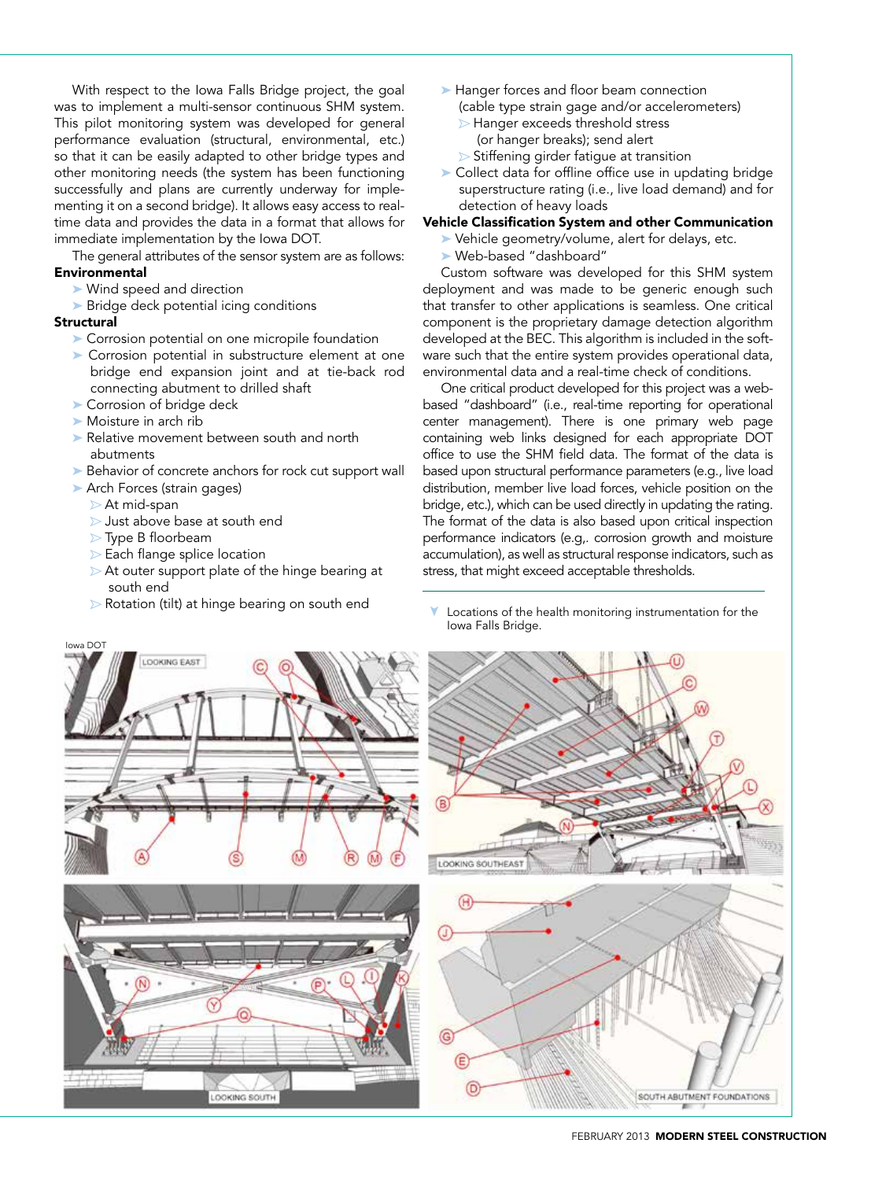With respect to the Iowa Falls Bridge project, the goal was to implement a multi-sensor continuous SHM system. This pilot monitoring system was developed for general performance evaluation (structural, environmental, etc.) so that it can be easily adapted to other bridge types and other monitoring needs (the system has been functioning successfully and plans are currently underway for implementing it on a second bridge). It allows easy access to real-time data and provides the data in a format that allows for immediate implementation by the Iowa DOT.

The general attributes of the sensor system are as follows:

**Environmental**

- Wind speed and direction
- Bridge deck potential icing conditions

**Structural**

- Corrosion potential on one micropile foundation
- Corrosion potential in substructure element at one bridge end expansion joint and at tie-back rod connecting abutment to drilled shaft
- Corrosion of bridge deck
- Moisture in arch rib
- Relative movement between south and north abutments
- Behavior of concrete anchors for rock cut support wall
- Arch Forces (strain gages)
  - At mid-span
  - Just above base at south end
  - Type B floorbeam
  - Each flange splice location
  - At outer support plate of the hinge bearing at south end
  - Rotation (tilt) at hinge bearing on south end
- Hanger forces and floor beam connection (cable type strain gage and/or accelerometers)
  - Hanger exceeds threshold stress (or hanger breaks); send alert
  - Stiffening girder fatigue at transition
- Collect data for offline office use in updating bridge superstructure rating (i.e., live load demand) and for detection of heavy loads

**Vehicle Classification System and other Communication**

- Vehicle geometry/volume, alert for delays, etc.
- Web-based "dashboard"

Custom software was developed for this SHM system deployment and was made to be generic enough such that transfer to other applications is seamless. One critical component is the proprietary damage detection algorithm developed at the BEC. This algorithm is included in the software such that the entire system provides operational data, environmental data and a real-time check of conditions.

One critical product developed for this project was a web-based "dashboard" (i.e., real-time reporting for operational center management). There is one primary web page containing web links designed for each appropriate DOT office to use the SHM field data. The format of the data is based upon structural performance parameters (e.g., live load distribution, member live load forces, vehicle position on the bridge, etc.), which can be used directly in updating the rating. The format of the data is also based upon critical inspection performance indicators (e.g,. corrosion growth and moisture accumulation), as well as structural response indicators, such as stress, that might exceed acceptable thresholds.

Locations of the health monitoring instrumentation for the Iowa Falls Bridge.

Iowa DOT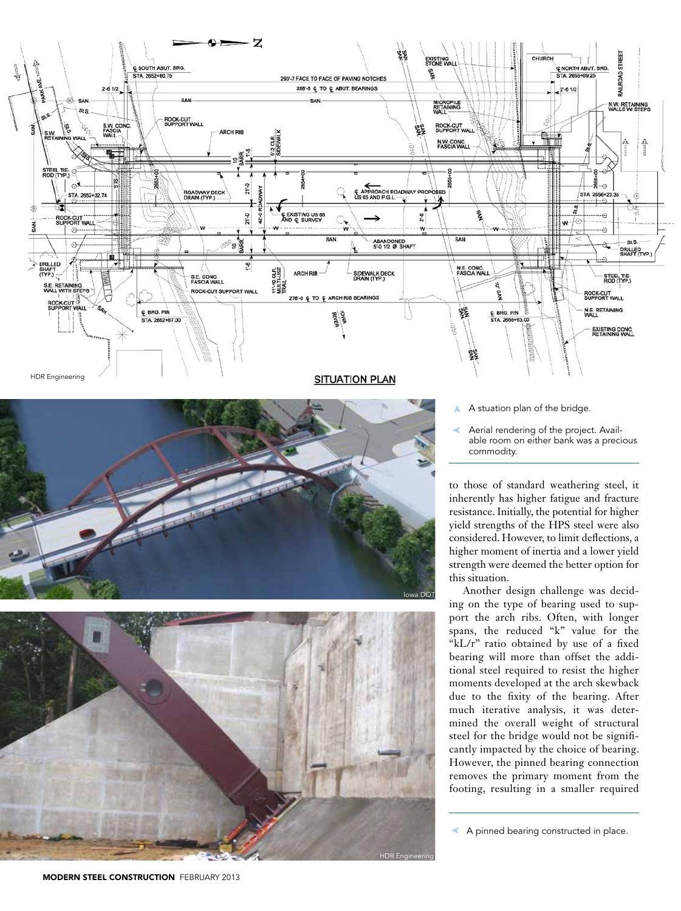A situation plan of the bridge.

Aerial rendering of the project. Available room on either bank was a precious commodity.

to those of standard weathering steel, it inherently has higher fatigue and fracture resistance. Initially, the potential for higher yield strengths of the HPS steel were also considered. However, to limit deflections, a higher moment of inertia and a lower yield strength were deemed the better option for this situation.

Another design challenge was deciding on the type of bearing used to support the arch ribs. Often, with longer spans, the reduced "k" value for the "kL/r" ratio obtained by use of a fixed bearing will more than offset the additional steel required to resist the higher moments developed at the arch skewback due to the fixity of the bearing. After much iterative analysis, it was determined the overall weight of structural steel for the bridge would not be significantly impacted by the choice of bearing. However, the pinned bearing connection removes the primary moment from the footing, resulting in a smaller required

A pinned bearing constructed in place.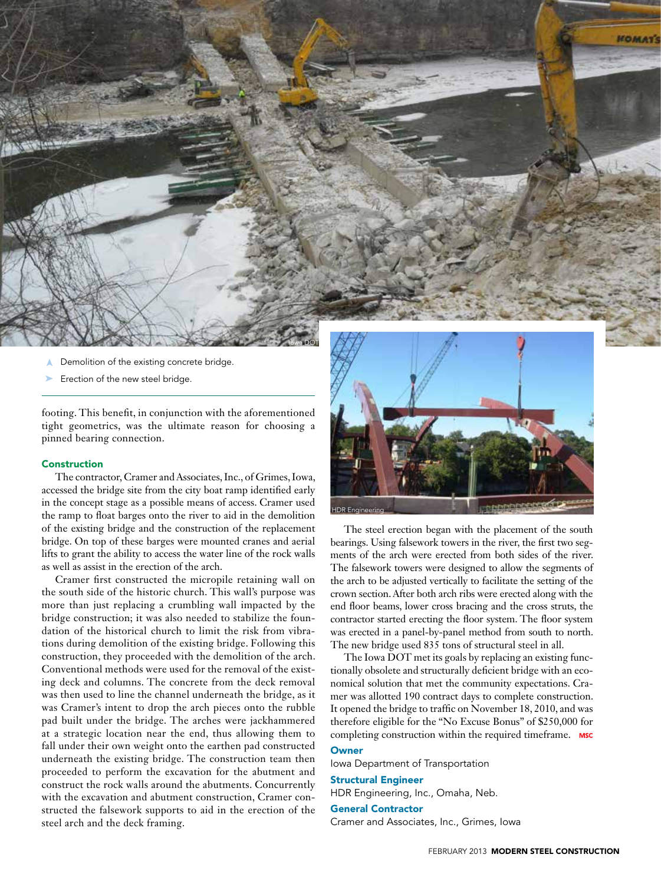▲ Demolition of the existing concrete bridge.

➤ Erection of the new steel bridge.

footing. This benefit, in conjunction with the aforementioned tight geometrics, was the ultimate reason for choosing a pinned bearing connection.

## Construction

The contractor, Cramer and Associates, Inc., of Grimes, Iowa, accessed the bridge site from the city boat ramp identified early in the concept stage as a possible means of access. Cramer used the ramp to float barges onto the river to aid in the demolition of the existing bridge and the construction of the replacement bridge. On top of these barges were mounted cranes and aerial lifts to grant the ability to access the water line of the rock walls as well as assist in the erection of the arch.

Cramer first constructed the micropile retaining wall on the south side of the historic church. This wall's purpose was more than just replacing a crumbling wall impacted by the bridge construction; it was also needed to stabilize the foundation of the historical church to limit the risk from vibrations during demolition of the existing bridge. Following this construction, they proceeded with the demolition of the arch. Conventional methods were used for the removal of the existing deck and columns. The concrete from the deck removal was then used to line the channel underneath the bridge, as it was Cramer's intent to drop the arch pieces onto the rubble pad built under the bridge. The arches were jackhammered at a strategic location near the end, thus allowing them to fall under their own weight onto the earthen pad constructed underneath the existing bridge. The construction team then proceeded to perform the excavation for the abutment and construct the rock walls around the abutments. Concurrently with the excavation and abutment construction, Cramer constructed the falsework supports to aid in the erection of the steel arch and the deck framing.

The steel erection began with the placement of the south bearings. Using falsework towers in the river, the first two segments of the arch were erected from both sides of the river. The falsework towers were designed to allow the segments of the arch to be adjusted vertically to facilitate the setting of the crown section. After both arch ribs were erected along with the end floor beams, lower cross bracing and the cross struts, the contractor started erecting the floor system. The floor system was erected in a panel-by-panel method from south to north. The new bridge used 835 tons of structural steel in all.

The Iowa DOT met its goals by replacing an existing functionally obsolete and structurally deficient bridge with an economical solution that met the community expectations. Cramer was allotted 190 contract days to complete construction. It opened the bridge to traffic on November 18, 2010, and was therefore eligible for the "No Excuse Bonus" of $250,000 for completing construction within the required timeframe. MSC

### Owner
Iowa Department of Transportation

### Structural Engineer
HDR Engineering, Inc., Omaha, Neb.

### General Contractor
Cramer and Associates, Inc., Grimes, Iowa